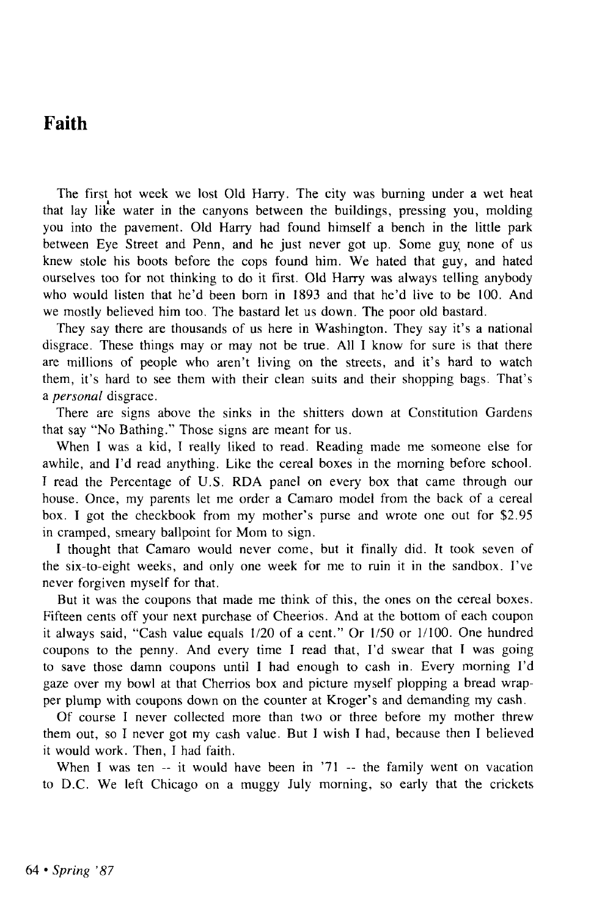## Faith

The first hot week we lost Old Harry. The city was burning under a wet heat that lay like water in the canyons between the buildings, pressing you, molding you into the pavement. Old Harry had found himself a bench in the little park between Eye Street and Penn, and he just never got up. Some guy, none of us knew stole his boots before the cops found him. We hated that guy, and hated ourselves too for not thinking to do it first. Old Harry was always telling anybody who would listen that he'd been born in 1893 and that he'd live to be 100. And we mostly believed him too. The bastard let us down. The poor old bastard.

They say there are thousands of us here in Washington. They say it's a national disgrace. These things may or may not be true. All I know for sure is that there are millions of people who aren't living on the streets, and it's hard to watch them, it's hard to see them with their clean suits and their shopping bags. That's a *personal* disgrace.

There are signs above the sinks in the shitters down at Constitution Gardens that say "No Bathing." Those signs are meant for us.

When I was a kid, I really liked to read. Reading made me someone else for awhile, and I'd read anything. Like the cereal boxes in the morning before school. I read the Percentage of U.S. RDA panel on every box that came through our house. Once, my parents let me order a Camaro model from the back of a cereal box. I got the checkbook from my mother's purse and wrote one out for $2.95 in cramped, smeary ballpoint for Mom to sign.

I thought that Camaro would never come, but it finally did. It took seven of the six-to-eight weeks, and only one week for me to ruin it in the sandbox. I've never forgiven myself for that.

But it was the coupons that made me think of this, the ones on the cereal boxes. Fifteen cents off your next purchase of Cheerios. And at the bottom of each coupon it always said, "Cash value equals 1/20 of a cent." Or 1/50 or 1/100. One hundred coupons to the penny. And every time I read that, I'd swear that I was going to save those damn coupons until I had enough to cash in. Every morning I'd gaze over my bowl at that Cherrios box and picture myself plopping a bread wrapper plump with coupons down on the counter at Kroger's and demanding my cash.

Of course I never collected more than two or three before my mother threw them out, so I never got my cash value. But I wish I had, because then I believed it would work. Then, I had faith.

When I was ten -- it would have been in '71 -- the family went on vacation to D.C. We left Chicago on a muggy July morning, so early that the crickets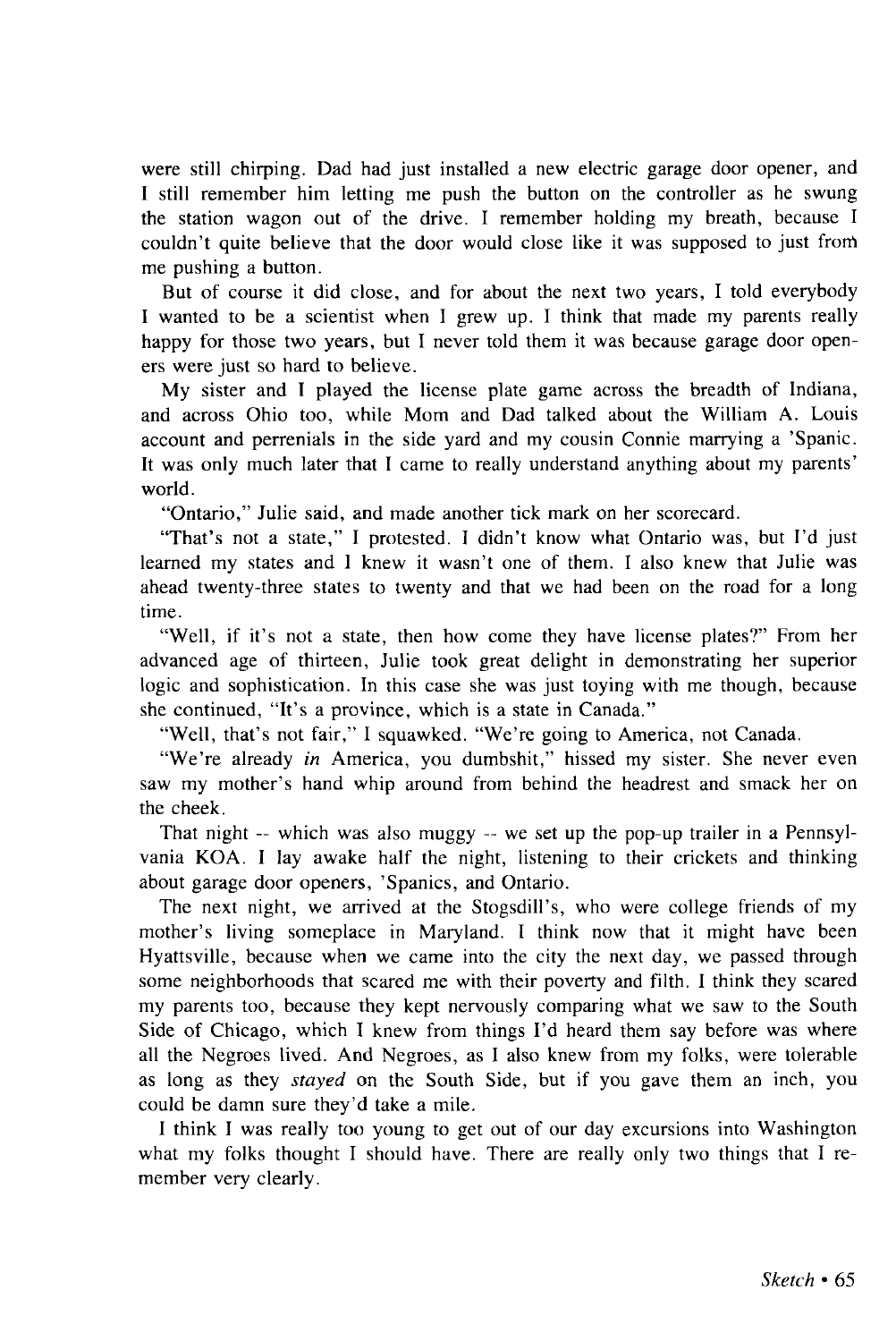were still chirping. Dad had just installed a new electric garage door opener, and I still remember him letting me push the button on the controller as he swung the station wagon out of the drive. I remember holding my breath, because I couldn't quite believe that the door would close like it was supposed to just from me pushing a button.

But of course it did close, and for about the next two years, I told everybody I wanted to be a scientist when I grew up. I think that made my parents really happy for those two years, but I never told them it was because garage door openers were just so hard to believe.

My sister and I played the license plate game across the breadth of Indiana, and across Ohio too, while Mom and Dad talked about the William A. Louis account and perrenials in the side yard and my cousin Connie marrying a 'Spanic. It was only much later that I came to really understand anything about my parents' world.

"Ontario," Julie said, and made another tick mark on her scorecard.

"That's not a state," I protested. I didn't know what Ontario was, but I'd just learned my states and I knew it wasn't one of them. I also knew that Julie was ahead twenty-three states to twenty and that we had been on the road for a long time.

"Well, if it's not a state, then how come they have license plates?" From her advanced age of thirteen, Julie took great delight in demonstrating her superior logic and sophistication. In this case she was just toying with me though, because she continued, "It's a province, which is a state in Canada."

"Well, that's not fair," I squawked. "We're going to America, not Canada.

"We're already *in* America, you dumbshit," hissed my sister. She never even saw my mother's hand whip around from behind the headrest and smack her on the cheek.

That night -- which was also muggy -- we set up the pop-up trailer in a Pennsylvania KOA. I lay awake half the night, listening to their crickets and thinking about garage door openers, 'Spanics, and Ontario.

The next night, we arrived at the Stogsdill's, who were college friends of my mother's living someplace in Maryland. I think now that it might have been Hyattsville, because when we came into the city the next day, we passed through some neighborhoods that scared me with their poverty and filth. I think they scared my parents too, because they kept nervously comparing what we saw to the South Side of Chicago, which I knew from things I'd heard them say before was where all the Negroes lived. And Negroes, as I also knew from my folks, were tolerable as long as they *stayed* on the South Side, but if you gave them an inch, you could be damn sure they'd take a mile.

I think I was really too young to get out of our day excursions into Washington what my folks thought I should have. There are really only two things that I remember very clearly.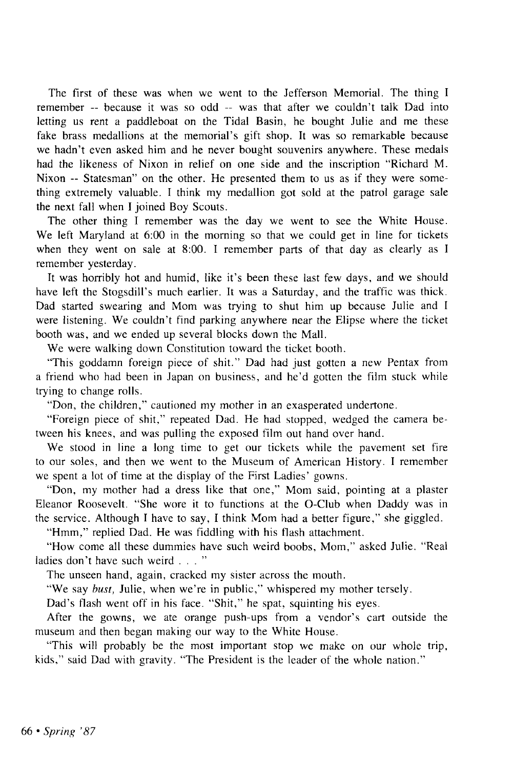The first of these was when we went to the Jefferson Memorial. The thing I remember -- because it was so odd -- was that after we couldn't talk Dad into letting us rent a paddleboat on the Tidal Basin, he bought Julie and me these fake brass medallions at the memorial's gift shop. It was so remarkable because we hadn't even asked him and he never bought souvenirs anywhere. These medals had the likeness of Nixon in relief on one side and the inscription "Richard M. Nixon -- Statesman" on the other. He presented them to us as if they were something extremely valuable. I think my medallion got sold at the patrol garage sale the next fall when I joined Boy Scouts.

The other thing I remember was the day we went to see the White House. We left Maryland at 6:00 in the morning so that we could get in line for tickets when they went on sale at 8:00. I remember parts of that day as clearly as I remember yesterday.

It was horribly hot and humid, like it's been these last few days, and we should have left the Stogsdill's much earlier. It was a Saturday, and the traffic was thick. Dad started swearing and Mom was trying to shut him up because Julie and I were listening. We couldn't find parking anywhere near the Elipse where the ticket booth was, and we ended up several blocks down the Mall.

We were walking down Constitution toward the ticket booth.

"This goddamn foreign piece of shit." Dad had just gotten a new Pentax from a friend who had been in Japan on business, and he'd gotten the film stuck while trying to change rolls.

"Don, the children," cautioned my mother in an exasperated undertone.

"Foreign piece of shit," repeated Dad. He had stopped, wedged the camera between his knees, and was pulling the exposed film out hand over hand.

We stood in line a long time to get our tickets while the pavement set fire to our soles, and then we went to the Museum of American History. I remember we spent a lot of time at the display of the First Ladies' gowns.

"Don, my mother had a dress like that one," Mom said, pointing at a plaster Eleanor Roosevelt. "She wore it to functions at the O-Club when Daddy was in the service. Although I have to say, I think Mom had a better figure," she giggled.

"Hmm," replied Dad. He was fiddling with his flash attachment.

"How come all these dummies have such weird boobs, Mom," asked Julie. "Real ladies don't have such weird . . . "

The unseen hand, again, cracked my sister across the mouth.

"We say *bust,* Julie, when we're in public," whispered my mother tersely.

Dad's flash went off in his face. "Shit," he spat, squinting his eyes.

After the gowns, we ate orange push-ups from a vendor's cart outside the museum and then began making our way to the White House.

"This will probably be the most important stop we make on our whole trip, kids," said Dad with gravity. "The President is the leader of the whole nation."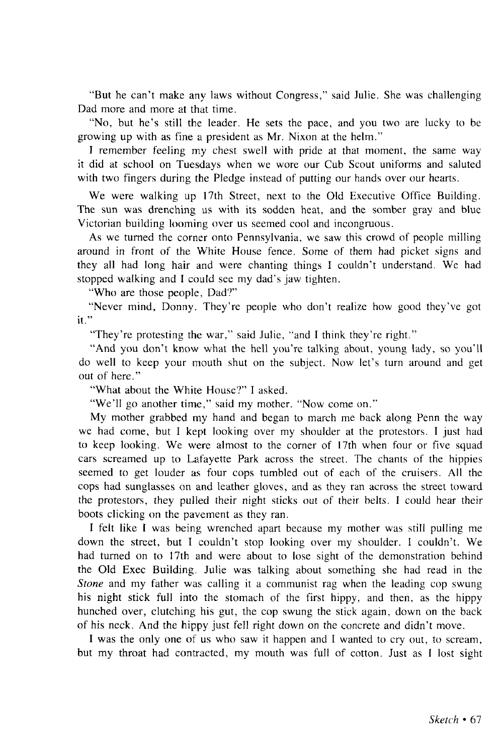"But he can't make any laws without Congress," said Julie. She was challenging Dad more and more at that time.

"No, but he's still the leader. He sets the pace, and you two are lucky to be growing up with as fine a president as Mr. Nixon at the helm."

I remember feeling my chest swell with pride at that moment, the same way it did at school on Tuesdays when we wore our Cub Scout uniforms and saluted with two fingers during the Pledge instead of putting our hands over our hearts.

We were walking up 17th Street, next to the Old Executive Office Building. The sun was drenching us with its sodden heat, and the somber gray and blue Victorian building looming over us seemed cool and incongruous.

As we turned the corner onto Pennsylvania, we saw this crowd of people milling around in front of the White House fence. Some of them had picket signs and they all had long hair and were chanting things I couldn't understand. We had stopped walking and I could see my dad's jaw tighten.

"Who are those people, Dad?"

"Never mind, Donny. They're people who don't realize how good they've got it."

"They're protesting the war," said Julie, "and I think they're right."

"And you don't know what the hell you're talking about, young lady, so you'll do well to keep your mouth shut on the subject. Now let's turn around and get out of here."

"What about the White House?" I asked.

"We'll go another time," said my mother. "Now come on."

My mother grabbed my hand and began to march me back along Penn the way we had come, but I kept looking over my shoulder at the protestors. I just had to keep looking. We were almost to the corner of 17th when four or five squad cars screamed up to Lafayette Park across the street. The chants of the hippies seemed to get louder as four cops tumbled out of each of the cruisers. All the cops had sunglasses on and leather gloves, and as they ran across the street toward the protestors, they pulled their night sticks out of their belts. I could hear their boots clicking on the pavement as they ran.

I felt like I was being wrenched apart because my mother was still pulling me down the street, but I couldn't stop looking over my shoulder. I couldn't. We had turned on to 17th and were about to lose sight of the demonstration behind the Old Exec Building. Julie was talking about something she had read in the *Stone* and my father was calling it a communist rag when the leading cop swung his night stick full into the stomach of the first hippy, and then, as the hippy hunched over, clutching his gut, the cop swung the stick again, down on the back of his neck. And the hippy just fell right down on the concrete and didn't move.

I was the only one of us who saw it happen and I wanted to cry out, to scream, but my throat had contracted, my mouth was full of cotton. Just as I lost sight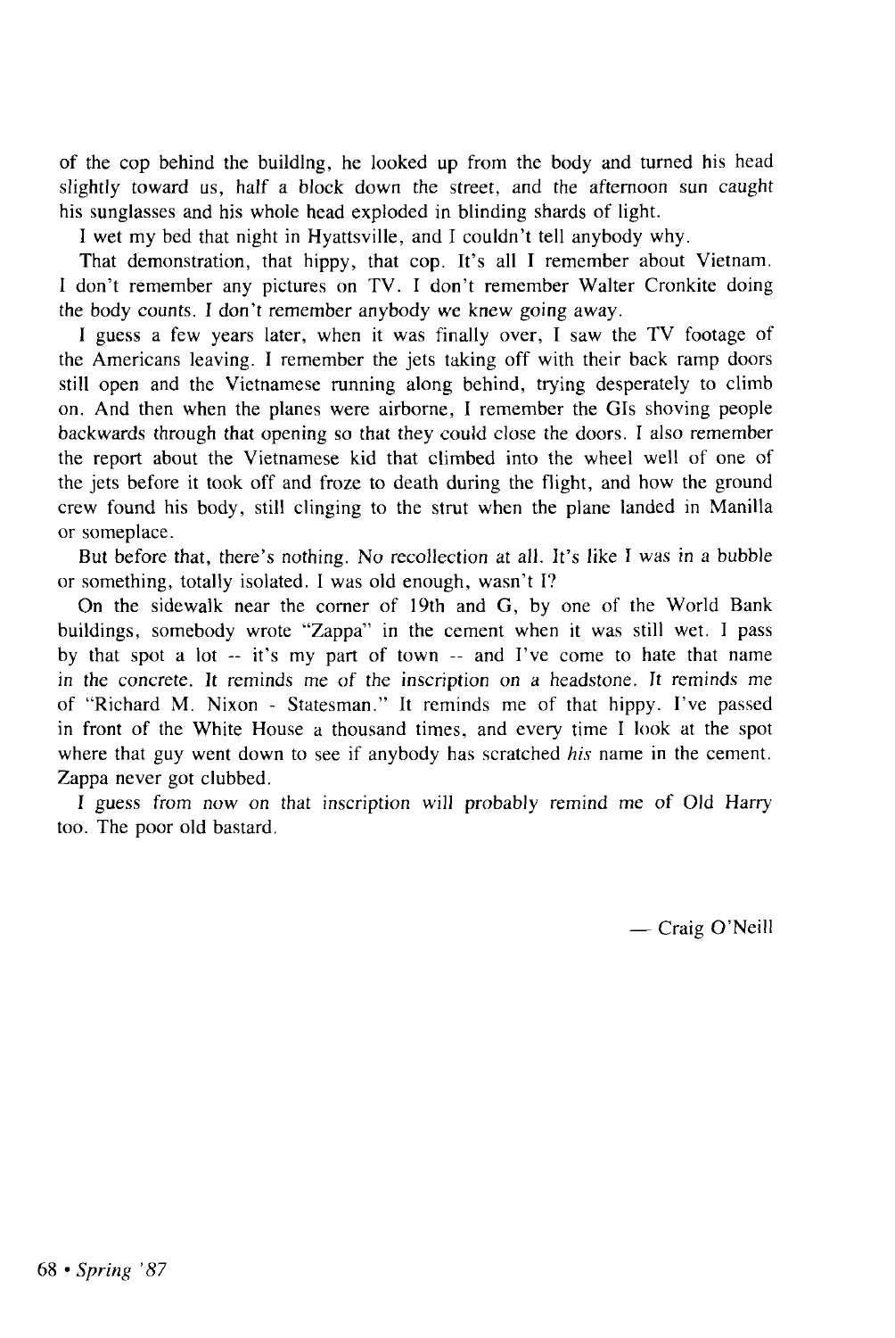of the cop behind the building, he looked up from the body and turned his head slightly toward us, half a block down the street, and the afternoon sun caught his sunglasses and his whole head exploded in blinding shards of light.

I wet my bed that night in Hyattsville, and I couldn't tell anybody why.

That demonstration, that hippy, that cop. It's all I remember about Vietnam. I don't remember any pictures on TV. I don't remember Walter Cronkite doing the body counts. I don't remember anybody we knew going away.

I guess a few years later, when it was finally over, I saw the TV footage of the Americans leaving. I remember the jets taking off with their back ramp doors still open and the Vietnamese running along behind, trying desperately to climb on. And then when the planes were airborne, I remember the GIs shoving people backwards through that opening so that they could close the doors. I also remember the report about the Vietnamese kid that climbed into the wheel well of one of the jets before it took off and froze to death during the flight, and how the ground crew found his body, still clinging to the strut when the plane landed in Manilla or someplace.

But before that, there's nothing. No recollection at all. It's like I was in a bubble or something, totally isolated. I was old enough, wasn't I?

On the sidewalk near the corner of 19th and G, by one of the World Bank buildings, somebody wrote "Zappa" in the cement when it was still wet. I pass by that spot a lot -- it's my part of town -- and I've come to hate that name in the concrete. It reminds me of the inscription on a headstone. It reminds me of "Richard M. Nixon - Statesman." It reminds me of that hippy. I've passed in front of the White House a thousand times, and every time I look at the spot where that guy went down to see if anybody has scratched *his* name in the cement. Zappa never got clubbed.

I guess from now on that inscription will probably remind me of Old Harry too. The poor old bastard.

— Craig O'Neill